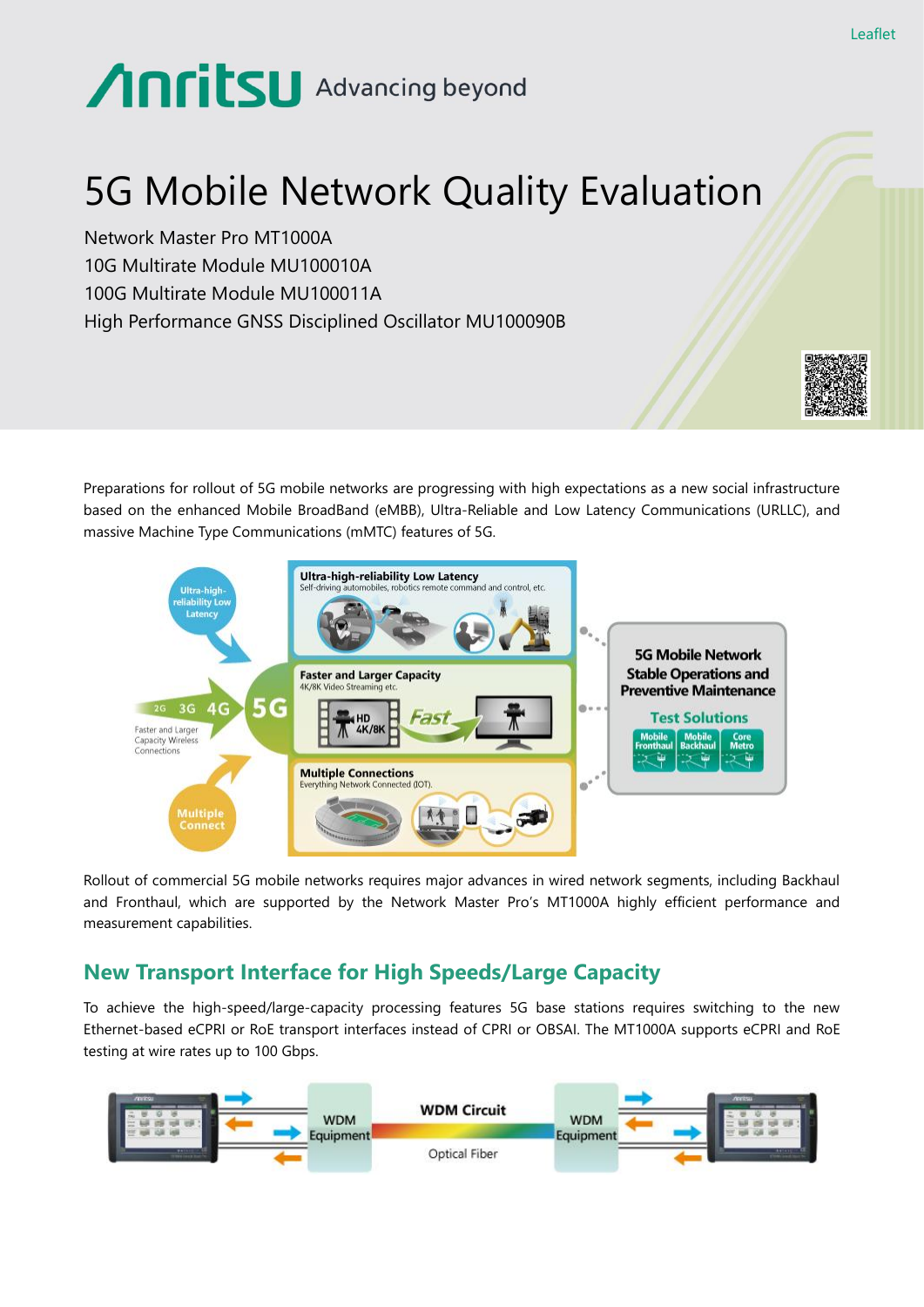Leaflet

# 5G Mobile Network Quality Evaluation

Network Master Pro MT1000A
10G Multirate Module MU100010A
100G Multirate Module MU100011A
High Performance GNSS Disciplined Oscillator MU100090B

Preparations for rollout of 5G mobile networks are progressing with high expectations as a new social infrastructure based on the enhanced Mobile BroadBand (eMBB), Ultra-Reliable and Low Latency Communications (URLLC), and massive Machine Type Communications (mMTC) features of 5G.

Rollout of commercial 5G mobile networks requires major advances in wired network segments, including Backhaul and Fronthaul, which are supported by the Network Master Pro's MT1000A highly efficient performance and measurement capabilities.

## New Transport Interface for High Speeds/Large Capacity

To achieve the high-speed/large-capacity processing features 5G base stations requires switching to the new Ethernet-based eCPRI or RoE transport interfaces instead of CPRI or OBSAI. The MT1000A supports eCPRI and RoE testing at wire rates up to 100 Gbps.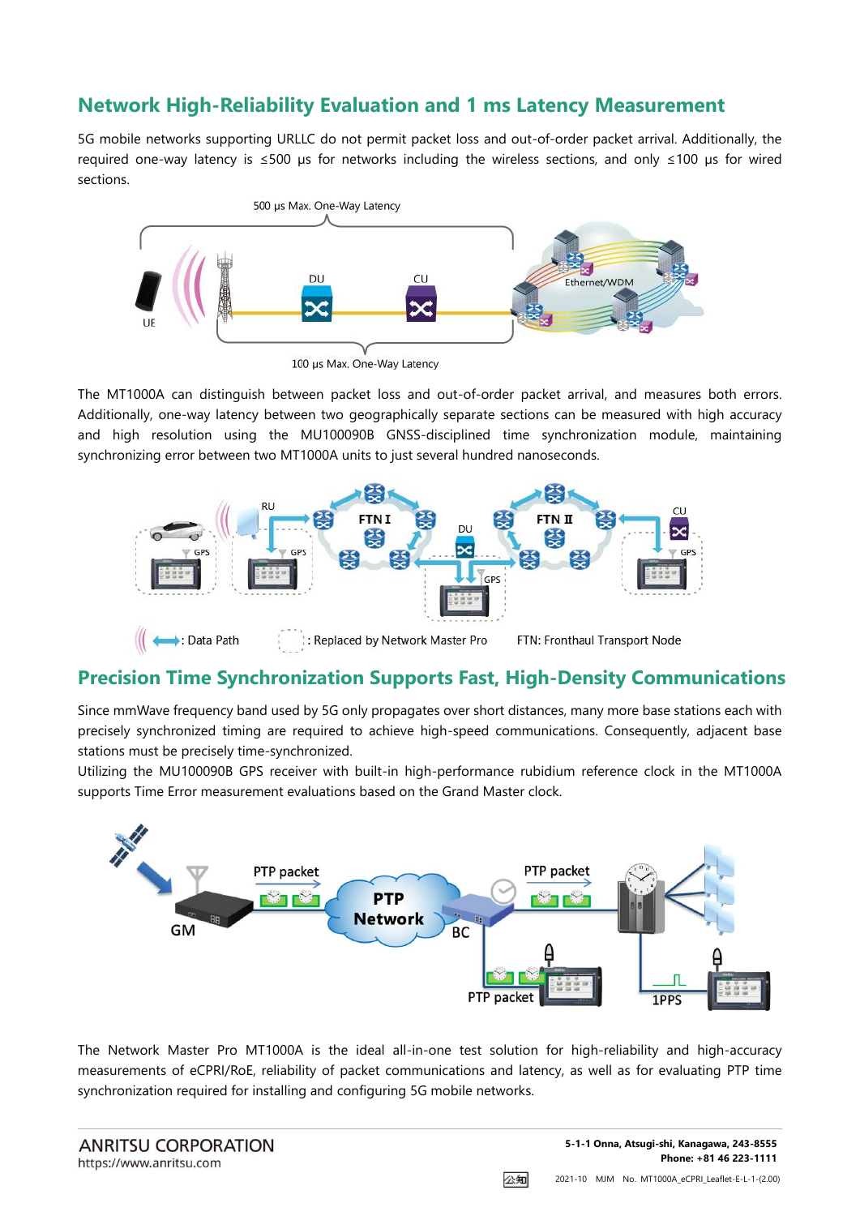## Network High-Reliability Evaluation and 1 ms Latency Measurement

5G mobile networks supporting URLLC do not permit packet loss and out-of-order packet arrival. Additionally, the required one-way latency is ≤500 μs for networks including the wireless sections, and only ≤100 μs for wired sections.

500 μs Max. One-Way Latency

UE

DU

CU

Ethernet/WDM

100 μs Max. One-Way Latency

The MT1000A can distinguish between packet loss and out-of-order packet arrival, and measures both errors. Additionally, one-way latency between two geographically separate sections can be measured with high accuracy and high resolution using the MU100090B GNSS-disciplined time synchronization module, maintaining synchronizing error between two MT1000A units to just several hundred nanoseconds.

RU

GPS

FTN I

DU

FTN II

CU

: Data Path

: Replaced by Network Master Pro

FTN: Fronthaul Transport Node

## Precision Time Synchronization Supports Fast, High-Density Communications

Since mmWave frequency band used by 5G only propagates over short distances, many more base stations each with precisely synchronized timing are required to achieve high-speed communications. Consequently, adjacent base stations must be precisely time-synchronized.

Utilizing the MU100090B GPS receiver with built-in high-performance rubidium reference clock in the MT1000A supports Time Error measurement evaluations based on the Grand Master clock.

GM

PTP packet

PTP Network

BC

PTP packet

PTP packet

1PPS

The Network Master Pro MT1000A is the ideal all-in-one test solution for high-reliability and high-accuracy measurements of eCPRI/RoE, reliability of packet communications and latency, as well as for evaluating PTP time synchronization required for installing and configuring 5G mobile networks.

ANRITSU CORPORATION
https://www.anritsu.com

**5-1-1 Onna, Atsugi-shi, Kanagawa, 243-8555**
**Phone: +81 46 223-1111**

公知

2021-10 MJM No. MT1000A_eCPRI_Leaflet-E-L-1-(2.00)